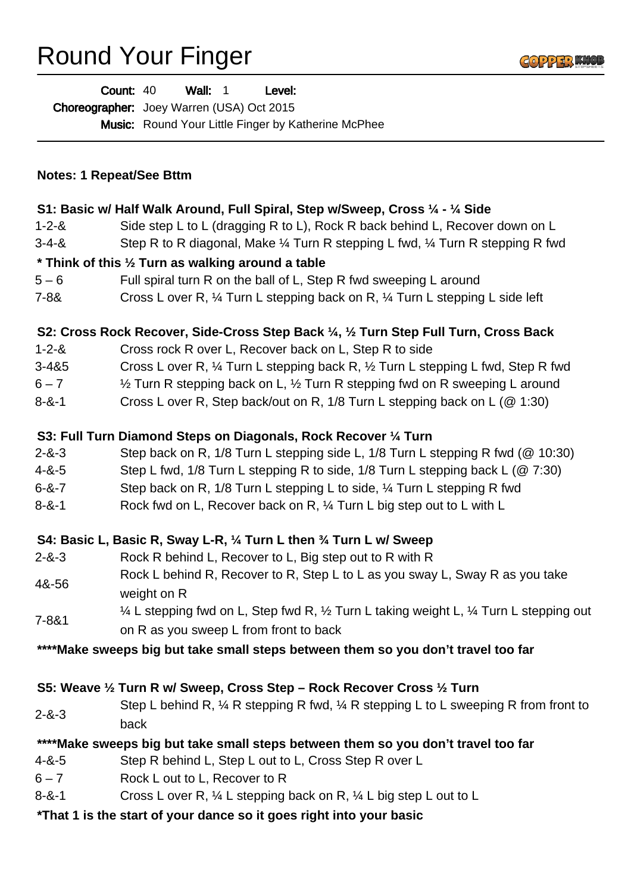# Round Your Finger

**Count:** 40 **Wall:** 1 **Level:**
**Choreographer:** Joey Warren (USA) Oct 2015
**Music:** Round Your Little Finger by Katherine McPhee

**Notes: 1 Repeat/See Bttm**

**S1: Basic w/ Half Walk Around, Full Spiral, Step w/Sweep, Cross ¼ - ¼ Side**

| | |
|---|---|
| 1-2-& | Side step L to L (dragging R to L), Rock R back behind L, Recover down on L |
| 3-4-& | Step R to R diagonal, Make ¼ Turn R stepping L fwd, ¼ Turn R stepping R fwd |

**\* Think of this ½ Turn as walking around a table**

| | |
|---|---|
| 5 – 6 | Full spiral turn R on the ball of L, Step R fwd sweeping L around |
| 7-8& | Cross L over R, ¼ Turn L stepping back on R, ¼ Turn L stepping L side left |

**S2: Cross Rock Recover, Side-Cross Step Back ¼, ½ Turn Step Full Turn, Cross Back**

| | |
|---|---|
| 1-2-& | Cross rock R over L, Recover back on L, Step R to side |
| 3-4&5 | Cross L over R, ¼ Turn L stepping back R, ½ Turn L stepping L fwd, Step R fwd |
| 6 – 7 | ½ Turn R stepping back on L, ½ Turn R stepping fwd on R sweeping L around |
| 8-&-1 | Cross L over R, Step back/out on R, 1/8 Turn L stepping back on L (@ 1:30) |

**S3: Full Turn Diamond Steps on Diagonals, Rock Recover ¼ Turn**

| | |
|---|---|
| 2-&-3 | Step back on R, 1/8 Turn L stepping side L, 1/8 Turn L stepping R fwd (@ 10:30) |
| 4-&-5 | Step L fwd, 1/8 Turn L stepping R to side, 1/8 Turn L stepping back L (@ 7:30) |
| 6-&-7 | Step back on R, 1/8 Turn L stepping L to side, ¼ Turn L stepping R fwd |
| 8-&-1 | Rock fwd on L, Recover back on R, ¼ Turn L big step out to L with L |

**S4: Basic L, Basic R, Sway L-R, ¼ Turn L then ¾ Turn L w/ Sweep**

| | |
|---|---|
| 2-&-3 | Rock R behind L, Recover to L, Big step out to R with R |
| 4&-56 | Rock L behind R, Recover to R, Step L to L as you sway L, Sway R as you take weight on R |
| 7-8&1 | ¼ L stepping fwd on L, Step fwd R, ½ Turn L taking weight L, ¼ Turn L stepping out on R as you sweep L from front to back |

**\*\*\*\*Make sweeps big but take small steps between them so you don't travel too far**

**S5: Weave ½ Turn R w/ Sweep, Cross Step – Rock Recover Cross ½ Turn**

| | |
|---|---|
| 2-&-3 | Step L behind R, ¼ R stepping R fwd, ¼ R stepping L to L sweeping R from front to back |

**\*\*\*\*Make sweeps big but take small steps between them so you don't travel too far**

| | |
|---|---|
| 4-&-5 | Step R behind L, Step L out to L, Cross Step R over L |
| 6 – 7 | Rock L out to L, Recover to R |
| 8-&-1 | Cross L over R, ¼ L stepping back on R, ¼ L big step L out to L |

**\*That 1 is the start of your dance so it goes right into your basic**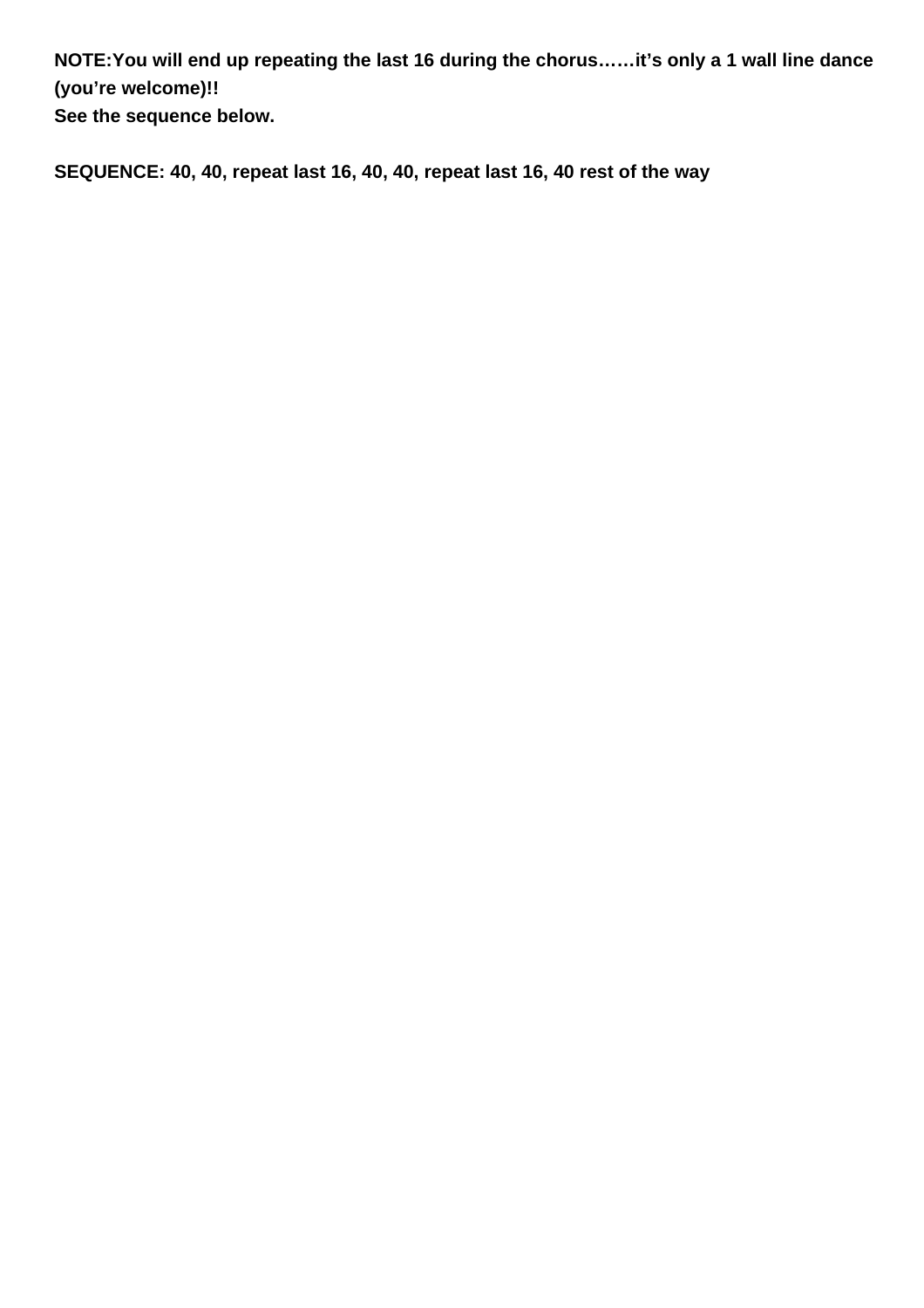**NOTE:You will end up repeating the last 16 during the chorus……it's only a 1 wall line dance (you're welcome)!!**
**See the sequence below.**

**SEQUENCE: 40, 40, repeat last 16, 40, 40, repeat last 16, 40 rest of the way**